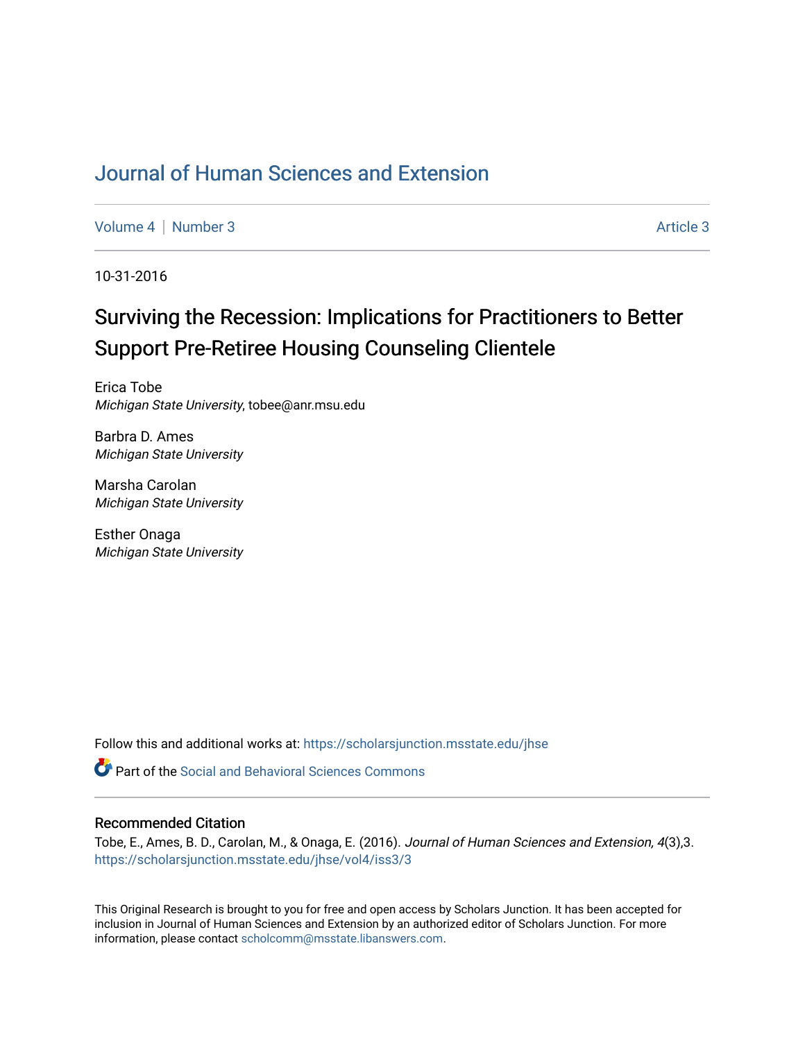# Journal of Human Sciences and Extension

Volume 4 | Number 3 | Article 3

10-31-2016

## Surviving the Recession: Implications for Practitioners to Better Support Pre-Retiree Housing Counseling Clientele

Erica Tobe
*Michigan State University*, tobee@anr.msu.edu

Barbra D. Ames
*Michigan State University*

Marsha Carolan
*Michigan State University*

Esther Onaga
*Michigan State University*

Follow this and additional works at: https://scholarsjunction.msstate.edu/jhse

Part of the Social and Behavioral Sciences Commons

### Recommended Citation

Tobe, E., Ames, B. D., Carolan, M., & Onaga, E. (2016). *Journal of Human Sciences and Extension, 4*(3),3. https://scholarsjunction.msstate.edu/jhse/vol4/iss3/3

This Original Research is brought to you for free and open access by Scholars Junction. It has been accepted for inclusion in Journal of Human Sciences and Extension by an authorized editor of Scholars Junction. For more information, please contact scholcomm@msstate.libanswers.com.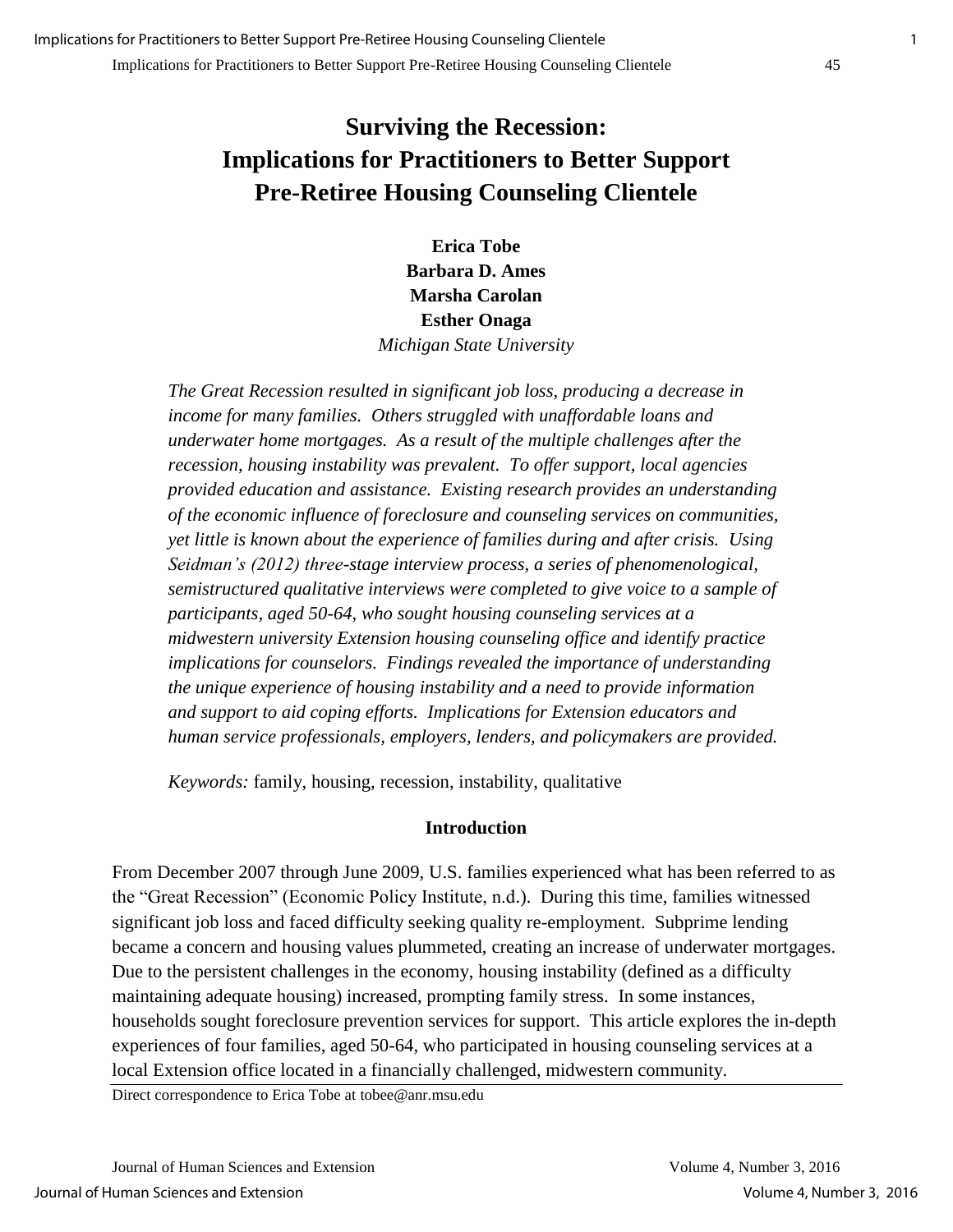# Surviving the Recession: Implications for Practitioners to Better Support Pre-Retiree Housing Counseling Clientele

**Erica Tobe**
**Barbara D. Ames**
**Marsha Carolan**
**Esther Onaga**
*Michigan State University*

*The Great Recession resulted in significant job loss, producing a decrease in income for many families. Others struggled with unaffordable loans and underwater home mortgages. As a result of the multiple challenges after the recession, housing instability was prevalent. To offer support, local agencies provided education and assistance. Existing research provides an understanding of the economic influence of foreclosure and counseling services on communities, yet little is known about the experience of families during and after crisis. Using Seidman's (2012) three-stage interview process, a series of phenomenological, semistructured qualitative interviews were completed to give voice to a sample of participants, aged 50-64, who sought housing counseling services at a midwestern university Extension housing counseling office and identify practice implications for counselors. Findings revealed the importance of understanding the unique experience of housing instability and a need to provide information and support to aid coping efforts. Implications for Extension educators and human service professionals, employers, lenders, and policymakers are provided.*

*Keywords:* family, housing, recession, instability, qualitative

## Introduction

From December 2007 through June 2009, U.S. families experienced what has been referred to as the "Great Recession" (Economic Policy Institute, n.d.). During this time, families witnessed significant job loss and faced difficulty seeking quality re-employment. Subprime lending became a concern and housing values plummeted, creating an increase of underwater mortgages. Due to the persistent challenges in the economy, housing instability (defined as a difficulty maintaining adequate housing) increased, prompting family stress. In some instances, households sought foreclosure prevention services for support. This article explores the in-depth experiences of four families, aged 50-64, who participated in housing counseling services at a local Extension office located in a financially challenged, midwestern community.

Direct correspondence to Erica Tobe at tobee@anr.msu.edu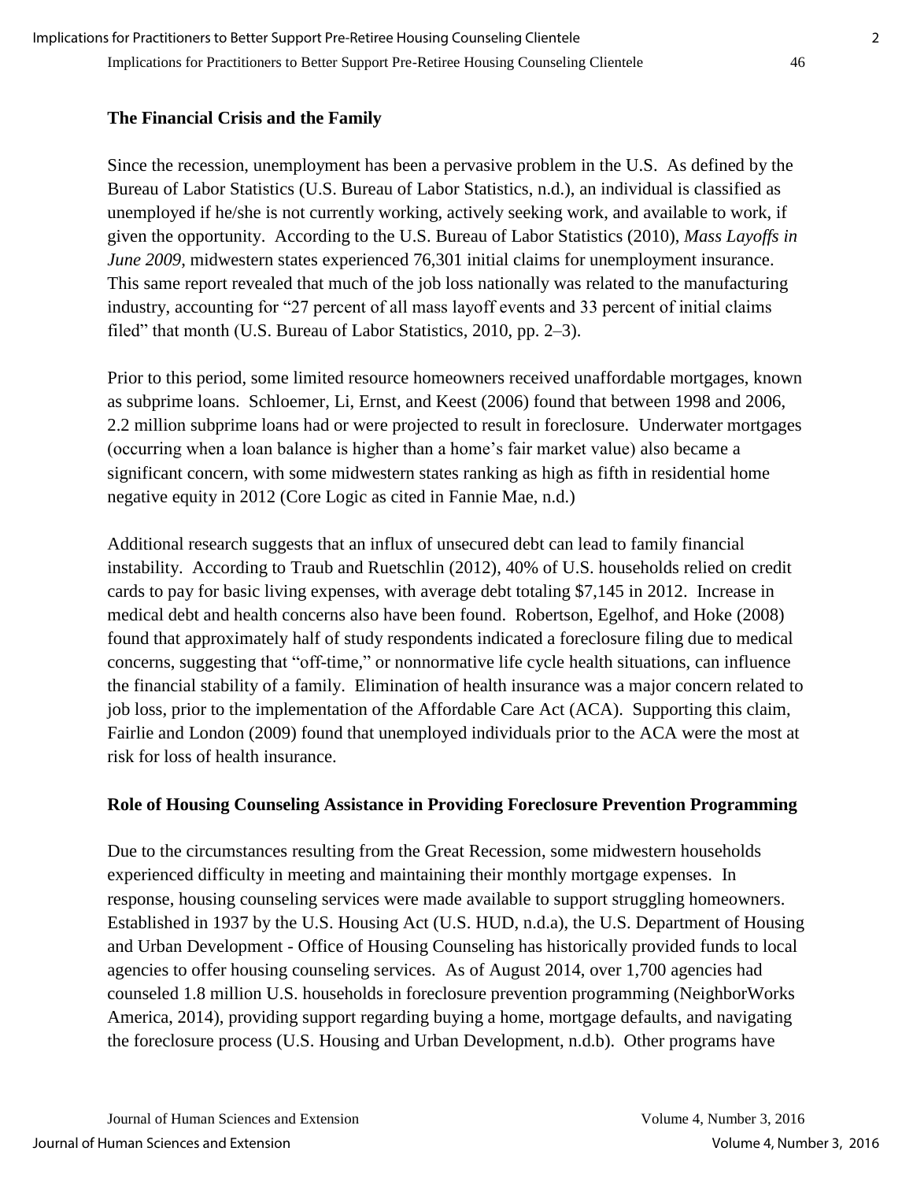## The Financial Crisis and the Family

Since the recession, unemployment has been a pervasive problem in the U.S. As defined by the Bureau of Labor Statistics (U.S. Bureau of Labor Statistics, n.d.), an individual is classified as unemployed if he/she is not currently working, actively seeking work, and available to work, if given the opportunity. According to the U.S. Bureau of Labor Statistics (2010), *Mass Layoffs in June 2009*, midwestern states experienced 76,301 initial claims for unemployment insurance. This same report revealed that much of the job loss nationally was related to the manufacturing industry, accounting for "27 percent of all mass layoff events and 33 percent of initial claims filed" that month (U.S. Bureau of Labor Statistics, 2010, pp. 2–3).

Prior to this period, some limited resource homeowners received unaffordable mortgages, known as subprime loans. Schloemer, Li, Ernst, and Keest (2006) found that between 1998 and 2006, 2.2 million subprime loans had or were projected to result in foreclosure. Underwater mortgages (occurring when a loan balance is higher than a home's fair market value) also became a significant concern, with some midwestern states ranking as high as fifth in residential home negative equity in 2012 (Core Logic as cited in Fannie Mae, n.d.)

Additional research suggests that an influx of unsecured debt can lead to family financial instability. According to Traub and Ruetschlin (2012), 40% of U.S. households relied on credit cards to pay for basic living expenses, with average debt totaling $7,145 in 2012. Increase in medical debt and health concerns also have been found. Robertson, Egelhof, and Hoke (2008) found that approximately half of study respondents indicated a foreclosure filing due to medical concerns, suggesting that "off-time," or nonnormative life cycle health situations, can influence the financial stability of a family. Elimination of health insurance was a major concern related to job loss, prior to the implementation of the Affordable Care Act (ACA). Supporting this claim, Fairlie and London (2009) found that unemployed individuals prior to the ACA were the most at risk for loss of health insurance.

## Role of Housing Counseling Assistance in Providing Foreclosure Prevention Programming

Due to the circumstances resulting from the Great Recession, some midwestern households experienced difficulty in meeting and maintaining their monthly mortgage expenses. In response, housing counseling services were made available to support struggling homeowners. Established in 1937 by the U.S. Housing Act (U.S. HUD, n.d.a), the U.S. Department of Housing and Urban Development - Office of Housing Counseling has historically provided funds to local agencies to offer housing counseling services. As of August 2014, over 1,700 agencies had counseled 1.8 million U.S. households in foreclosure prevention programming (NeighborWorks America, 2014), providing support regarding buying a home, mortgage defaults, and navigating the foreclosure process (U.S. Housing and Urban Development, n.d.b). Other programs have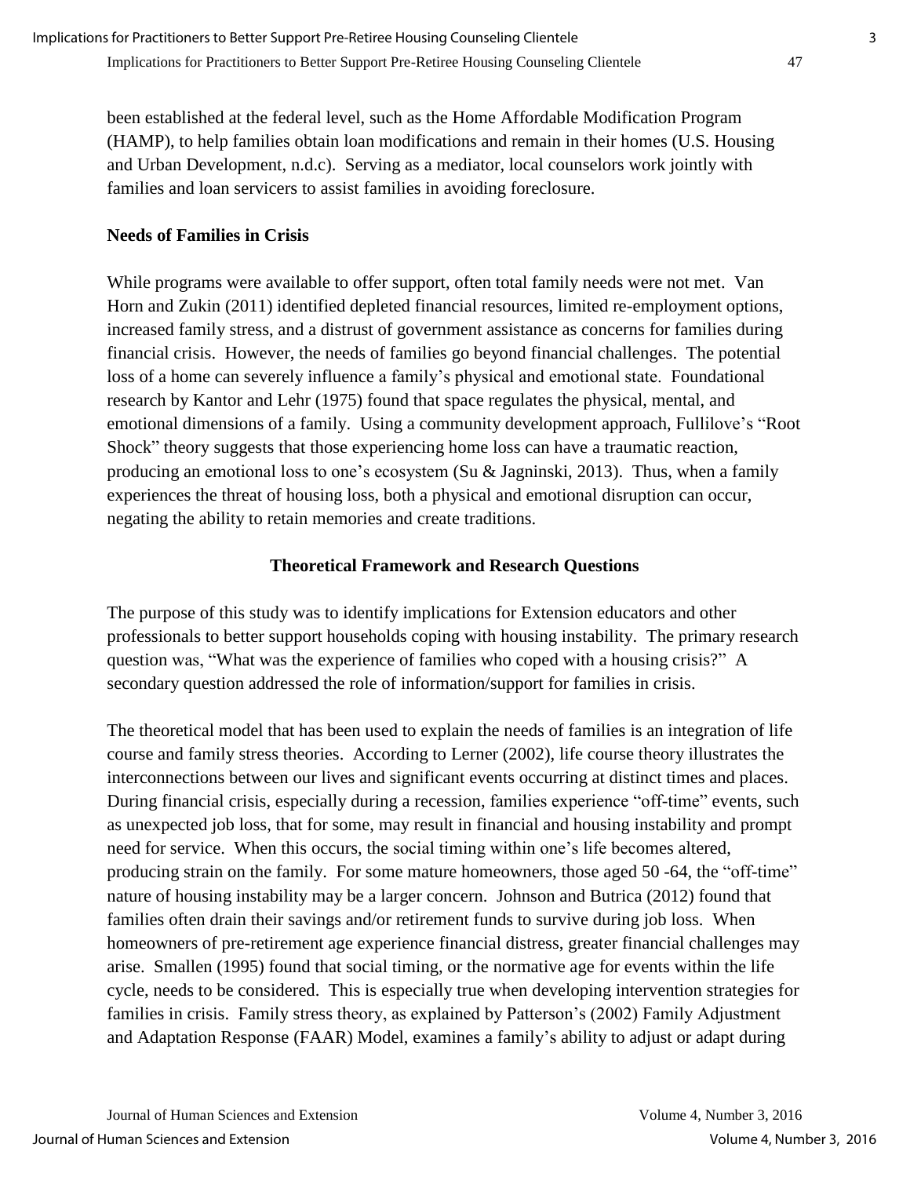been established at the federal level, such as the Home Affordable Modification Program (HAMP), to help families obtain loan modifications and remain in their homes (U.S. Housing and Urban Development, n.d.c). Serving as a mediator, local counselors work jointly with families and loan servicers to assist families in avoiding foreclosure.

**Needs of Families in Crisis**

While programs were available to offer support, often total family needs were not met. Van Horn and Zukin (2011) identified depleted financial resources, limited re-employment options, increased family stress, and a distrust of government assistance as concerns for families during financial crisis. However, the needs of families go beyond financial challenges. The potential loss of a home can severely influence a family's physical and emotional state. Foundational research by Kantor and Lehr (1975) found that space regulates the physical, mental, and emotional dimensions of a family. Using a community development approach, Fullilove's "Root Shock" theory suggests that those experiencing home loss can have a traumatic reaction, producing an emotional loss to one's ecosystem (Su & Jagninski, 2013). Thus, when a family experiences the threat of housing loss, both a physical and emotional disruption can occur, negating the ability to retain memories and create traditions.

## Theoretical Framework and Research Questions

The purpose of this study was to identify implications for Extension educators and other professionals to better support households coping with housing instability. The primary research question was, "What was the experience of families who coped with a housing crisis?" A secondary question addressed the role of information/support for families in crisis.

The theoretical model that has been used to explain the needs of families is an integration of life course and family stress theories. According to Lerner (2002), life course theory illustrates the interconnections between our lives and significant events occurring at distinct times and places. During financial crisis, especially during a recession, families experience "off-time" events, such as unexpected job loss, that for some, may result in financial and housing instability and prompt need for service. When this occurs, the social timing within one's life becomes altered, producing strain on the family. For some mature homeowners, those aged 50 -64, the "off-time" nature of housing instability may be a larger concern. Johnson and Butrica (2012) found that families often drain their savings and/or retirement funds to survive during job loss. When homeowners of pre-retirement age experience financial distress, greater financial challenges may arise. Smallen (1995) found that social timing, or the normative age for events within the life cycle, needs to be considered. This is especially true when developing intervention strategies for families in crisis. Family stress theory, as explained by Patterson's (2002) Family Adjustment and Adaptation Response (FAAR) Model, examines a family's ability to adjust or adapt during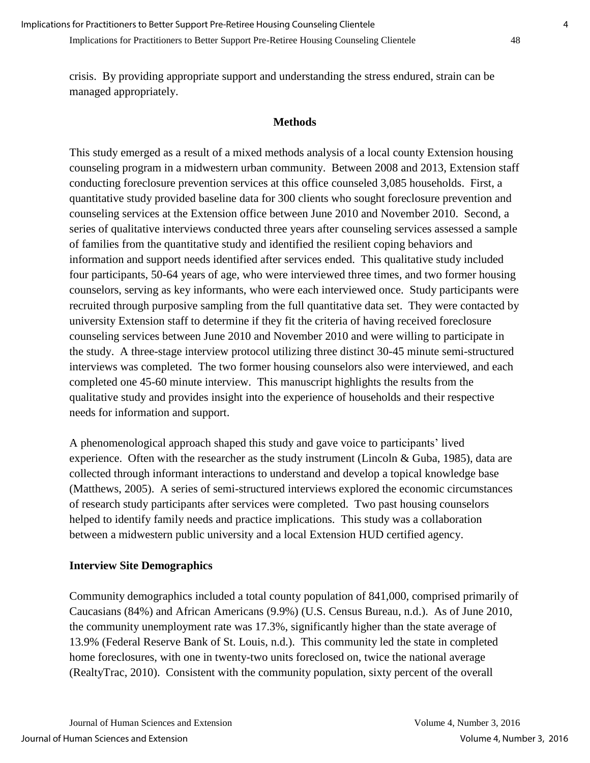crisis. By providing appropriate support and understanding the stress endured, strain can be managed appropriately.

## Methods

This study emerged as a result of a mixed methods analysis of a local county Extension housing counseling program in a midwestern urban community. Between 2008 and 2013, Extension staff conducting foreclosure prevention services at this office counseled 3,085 households. First, a quantitative study provided baseline data for 300 clients who sought foreclosure prevention and counseling services at the Extension office between June 2010 and November 2010. Second, a series of qualitative interviews conducted three years after counseling services assessed a sample of families from the quantitative study and identified the resilient coping behaviors and information and support needs identified after services ended. This qualitative study included four participants, 50-64 years of age, who were interviewed three times, and two former housing counselors, serving as key informants, who were each interviewed once. Study participants were recruited through purposive sampling from the full quantitative data set. They were contacted by university Extension staff to determine if they fit the criteria of having received foreclosure counseling services between June 2010 and November 2010 and were willing to participate in the study. A three-stage interview protocol utilizing three distinct 30-45 minute semi-structured interviews was completed. The two former housing counselors also were interviewed, and each completed one 45-60 minute interview. This manuscript highlights the results from the qualitative study and provides insight into the experience of households and their respective needs for information and support.

A phenomenological approach shaped this study and gave voice to participants' lived experience. Often with the researcher as the study instrument (Lincoln & Guba, 1985), data are collected through informant interactions to understand and develop a topical knowledge base (Matthews, 2005). A series of semi-structured interviews explored the economic circumstances of research study participants after services were completed. Two past housing counselors helped to identify family needs and practice implications. This study was a collaboration between a midwestern public university and a local Extension HUD certified agency.

### Interview Site Demographics

Community demographics included a total county population of 841,000, comprised primarily of Caucasians (84%) and African Americans (9.9%) (U.S. Census Bureau, n.d.). As of June 2010, the community unemployment rate was 17.3%, significantly higher than the state average of 13.9% (Federal Reserve Bank of St. Louis, n.d.). This community led the state in completed home foreclosures, with one in twenty-two units foreclosed on, twice the national average (RealtyTrac, 2010). Consistent with the community population, sixty percent of the overall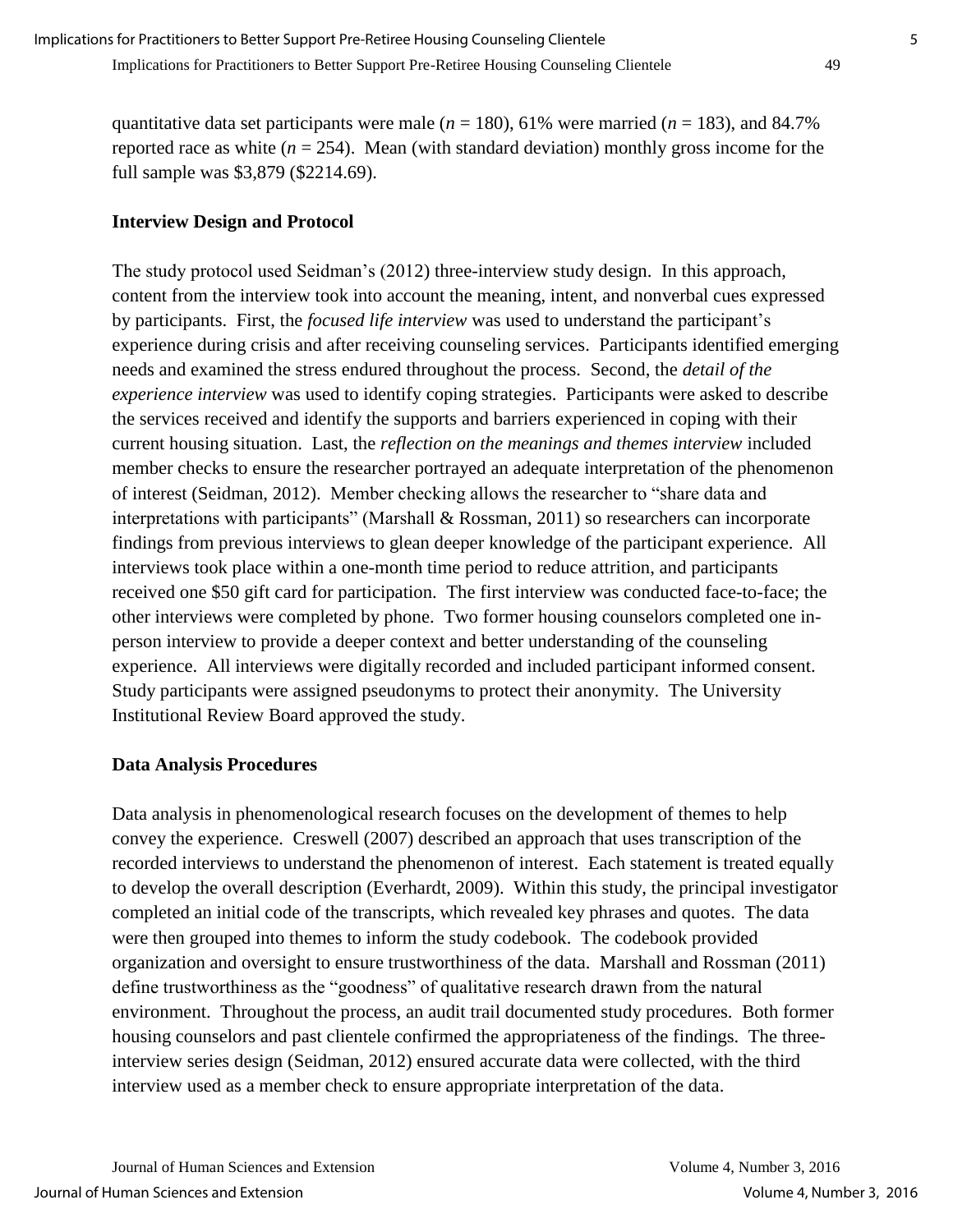quantitative data set participants were male ($n$ = 180), 61% were married ($n$ = 183), and 84.7% reported race as white ($n$ = 254). Mean (with standard deviation) monthly gross income for the full sample was $3,879 ($2214.69).

### Interview Design and Protocol

The study protocol used Seidman's (2012) three-interview study design. In this approach, content from the interview took into account the meaning, intent, and nonverbal cues expressed by participants. First, the *focused life interview* was used to understand the participant's experience during crisis and after receiving counseling services. Participants identified emerging needs and examined the stress endured throughout the process. Second, the *detail of the experience interview* was used to identify coping strategies. Participants were asked to describe the services received and identify the supports and barriers experienced in coping with their current housing situation. Last, the *reflection on the meanings and themes interview* included member checks to ensure the researcher portrayed an adequate interpretation of the phenomenon of interest (Seidman, 2012). Member checking allows the researcher to "share data and interpretations with participants" (Marshall & Rossman, 2011) so researchers can incorporate findings from previous interviews to glean deeper knowledge of the participant experience. All interviews took place within a one-month time period to reduce attrition, and participants received one $50 gift card for participation. The first interview was conducted face-to-face; the other interviews were completed by phone. Two former housing counselors completed one in-person interview to provide a deeper context and better understanding of the counseling experience. All interviews were digitally recorded and included participant informed consent. Study participants were assigned pseudonyms to protect their anonymity. The University Institutional Review Board approved the study.

### Data Analysis Procedures

Data analysis in phenomenological research focuses on the development of themes to help convey the experience. Creswell (2007) described an approach that uses transcription of the recorded interviews to understand the phenomenon of interest. Each statement is treated equally to develop the overall description (Everhardt, 2009). Within this study, the principal investigator completed an initial code of the transcripts, which revealed key phrases and quotes. The data were then grouped into themes to inform the study codebook. The codebook provided organization and oversight to ensure trustworthiness of the data. Marshall and Rossman (2011) define trustworthiness as the "goodness" of qualitative research drawn from the natural environment. Throughout the process, an audit trail documented study procedures. Both former housing counselors and past clientele confirmed the appropriateness of the findings. The three-interview series design (Seidman, 2012) ensured accurate data were collected, with the third interview used as a member check to ensure appropriate interpretation of the data.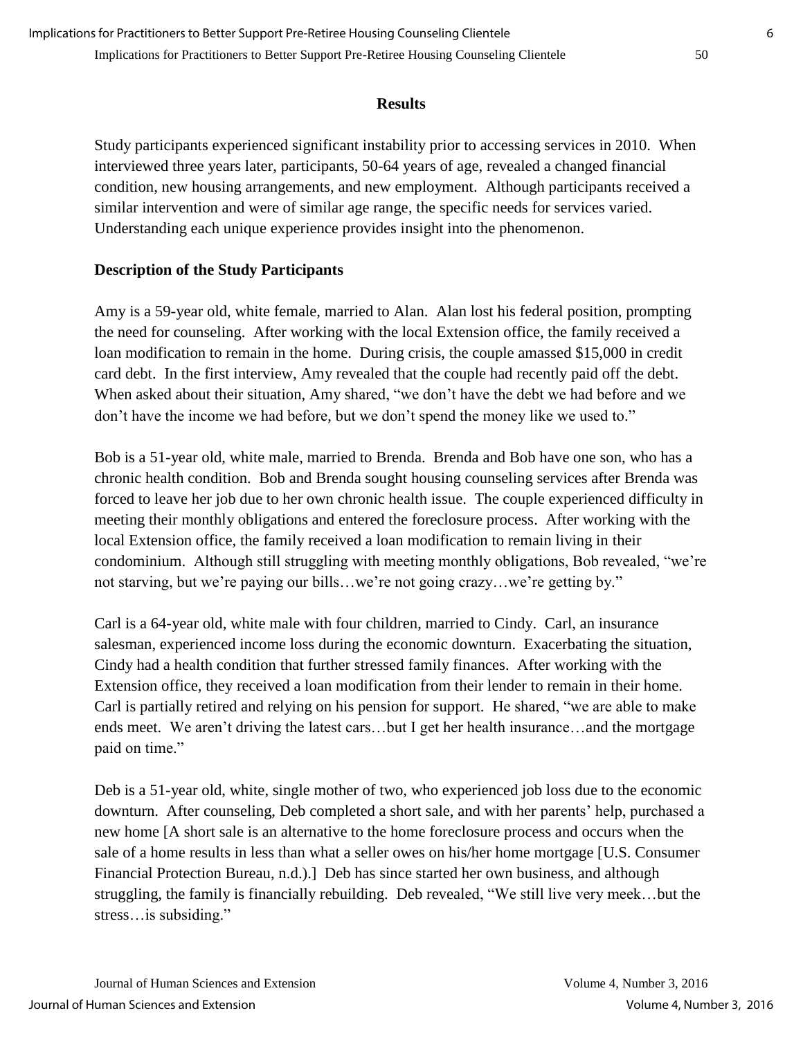## Results

Study participants experienced significant instability prior to accessing services in 2010. When interviewed three years later, participants, 50-64 years of age, revealed a changed financial condition, new housing arrangements, and new employment. Although participants received a similar intervention and were of similar age range, the specific needs for services varied. Understanding each unique experience provides insight into the phenomenon.

### Description of the Study Participants

Amy is a 59-year old, white female, married to Alan. Alan lost his federal position, prompting the need for counseling. After working with the local Extension office, the family received a loan modification to remain in the home. During crisis, the couple amassed $15,000 in credit card debt. In the first interview, Amy revealed that the couple had recently paid off the debt. When asked about their situation, Amy shared, "we don't have the debt we had before and we don't have the income we had before, but we don't spend the money like we used to."

Bob is a 51-year old, white male, married to Brenda. Brenda and Bob have one son, who has a chronic health condition. Bob and Brenda sought housing counseling services after Brenda was forced to leave her job due to her own chronic health issue. The couple experienced difficulty in meeting their monthly obligations and entered the foreclosure process. After working with the local Extension office, the family received a loan modification to remain living in their condominium. Although still struggling with meeting monthly obligations, Bob revealed, "we're not starving, but we're paying our bills…we're not going crazy…we're getting by."

Carl is a 64-year old, white male with four children, married to Cindy. Carl, an insurance salesman, experienced income loss during the economic downturn. Exacerbating the situation, Cindy had a health condition that further stressed family finances. After working with the Extension office, they received a loan modification from their lender to remain in their home. Carl is partially retired and relying on his pension for support. He shared, "we are able to make ends meet. We aren't driving the latest cars…but I get her health insurance…and the mortgage paid on time."

Deb is a 51-year old, white, single mother of two, who experienced job loss due to the economic downturn. After counseling, Deb completed a short sale, and with her parents' help, purchased a new home [A short sale is an alternative to the home foreclosure process and occurs when the sale of a home results in less than what a seller owes on his/her home mortgage [U.S. Consumer Financial Protection Bureau, n.d.).] Deb has since started her own business, and although struggling, the family is financially rebuilding. Deb revealed, "We still live very meek…but the stress…is subsiding."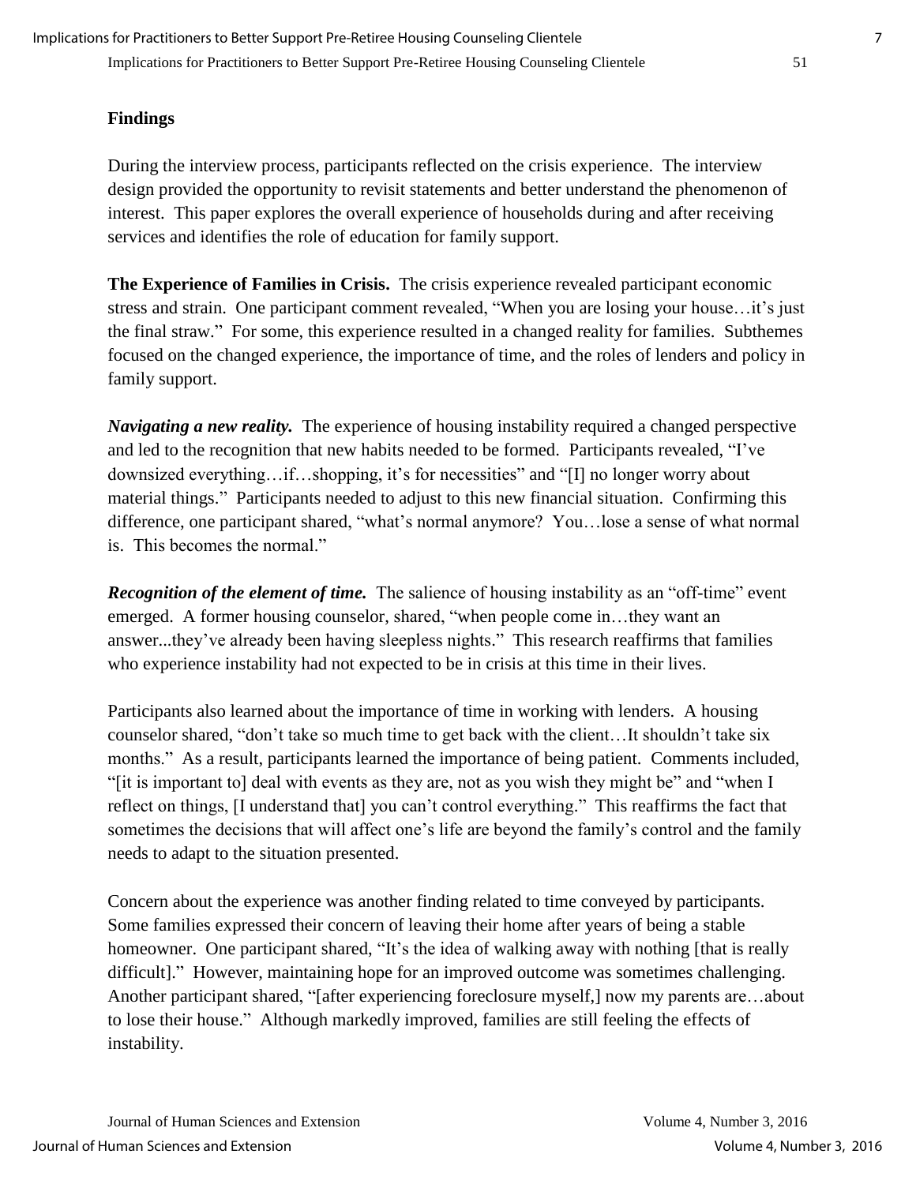## Findings

During the interview process, participants reflected on the crisis experience. The interview design provided the opportunity to revisit statements and better understand the phenomenon of interest. This paper explores the overall experience of households during and after receiving services and identifies the role of education for family support.

**The Experience of Families in Crisis.** The crisis experience revealed participant economic stress and strain. One participant comment revealed, "When you are losing your house…it's just the final straw." For some, this experience resulted in a changed reality for families. Subthemes focused on the changed experience, the importance of time, and the roles of lenders and policy in family support.

***Navigating a new reality.*** The experience of housing instability required a changed perspective and led to the recognition that new habits needed to be formed. Participants revealed, "I've downsized everything…if…shopping, it's for necessities" and "[I] no longer worry about material things." Participants needed to adjust to this new financial situation. Confirming this difference, one participant shared, "what's normal anymore? You…lose a sense of what normal is. This becomes the normal."

***Recognition of the element of time.*** The salience of housing instability as an "off-time" event emerged. A former housing counselor, shared, "when people come in…they want an answer...they've already been having sleepless nights." This research reaffirms that families who experience instability had not expected to be in crisis at this time in their lives.

Participants also learned about the importance of time in working with lenders. A housing counselor shared, "don't take so much time to get back with the client…It shouldn't take six months." As a result, participants learned the importance of being patient. Comments included, "[it is important to] deal with events as they are, not as you wish they might be" and "when I reflect on things, [I understand that] you can't control everything." This reaffirms the fact that sometimes the decisions that will affect one's life are beyond the family's control and the family needs to adapt to the situation presented.

Concern about the experience was another finding related to time conveyed by participants. Some families expressed their concern of leaving their home after years of being a stable homeowner. One participant shared, "It's the idea of walking away with nothing [that is really difficult]." However, maintaining hope for an improved outcome was sometimes challenging. Another participant shared, "[after experiencing foreclosure myself,] now my parents are…about to lose their house." Although markedly improved, families are still feeling the effects of instability.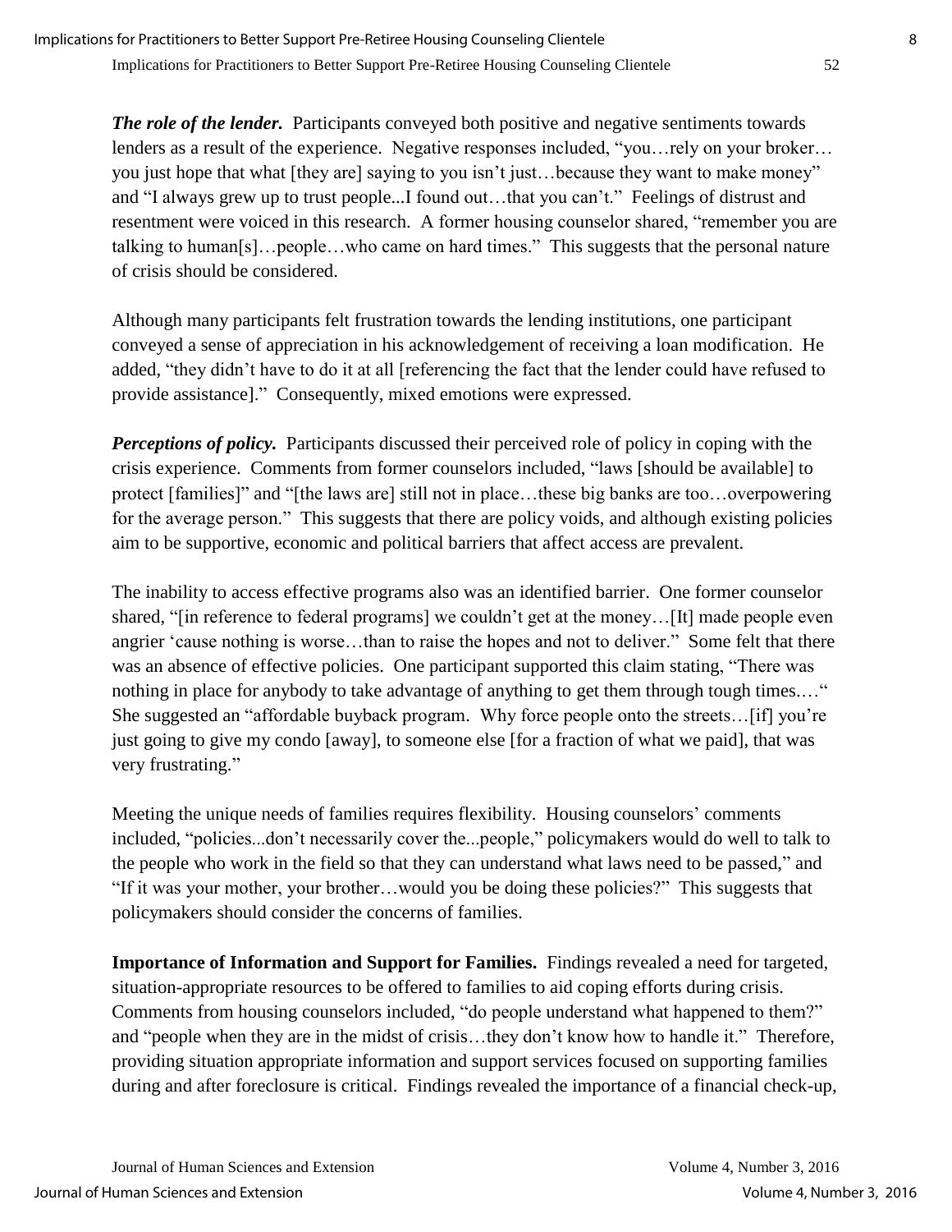***The role of the lender.*** Participants conveyed both positive and negative sentiments towards lenders as a result of the experience. Negative responses included, "you…rely on your broker… you just hope that what [they are] saying to you isn't just…because they want to make money" and "I always grew up to trust people...I found out…that you can't." Feelings of distrust and resentment were voiced in this research. A former housing counselor shared, "remember you are talking to human[s]…people…who came on hard times." This suggests that the personal nature of crisis should be considered.

Although many participants felt frustration towards the lending institutions, one participant conveyed a sense of appreciation in his acknowledgement of receiving a loan modification. He added, "they didn't have to do it at all [referencing the fact that the lender could have refused to provide assistance]." Consequently, mixed emotions were expressed.

***Perceptions of policy.*** Participants discussed their perceived role of policy in coping with the crisis experience. Comments from former counselors included, "laws [should be available] to protect [families]" and "[the laws are] still not in place…these big banks are too…overpowering for the average person." This suggests that there are policy voids, and although existing policies aim to be supportive, economic and political barriers that affect access are prevalent.

The inability to access effective programs also was an identified barrier. One former counselor shared, "[in reference to federal programs] we couldn't get at the money…[It] made people even angrier 'cause nothing is worse…than to raise the hopes and not to deliver." Some felt that there was an absence of effective policies. One participant supported this claim stating, "There was nothing in place for anybody to take advantage of anything to get them through tough times.…" She suggested an "affordable buyback program. Why force people onto the streets…[if] you're just going to give my condo [away], to someone else [for a fraction of what we paid], that was very frustrating."

Meeting the unique needs of families requires flexibility. Housing counselors' comments included, "policies...don't necessarily cover the...people," policymakers would do well to talk to the people who work in the field so that they can understand what laws need to be passed," and "If it was your mother, your brother…would you be doing these policies?" This suggests that policymakers should consider the concerns of families.

**Importance of Information and Support for Families.** Findings revealed a need for targeted, situation-appropriate resources to be offered to families to aid coping efforts during crisis. Comments from housing counselors included, "do people understand what happened to them?" and "people when they are in the midst of crisis…they don't know how to handle it." Therefore, providing situation appropriate information and support services focused on supporting families during and after foreclosure is critical. Findings revealed the importance of a financial check-up,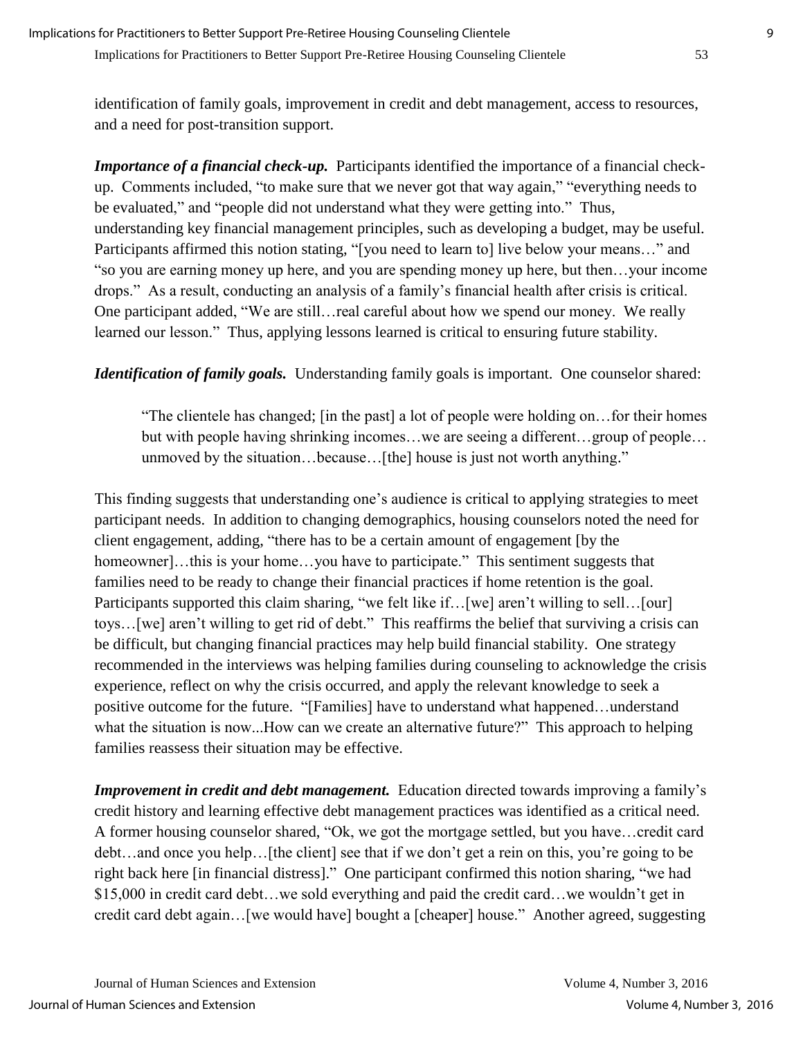identification of family goals, improvement in credit and debt management, access to resources, and a need for post-transition support.

***Importance of a financial check-up.*** Participants identified the importance of a financial check-up. Comments included, "to make sure that we never got that way again," "everything needs to be evaluated," and "people did not understand what they were getting into." Thus, understanding key financial management principles, such as developing a budget, may be useful. Participants affirmed this notion stating, "[you need to learn to] live below your means…" and "so you are earning money up here, and you are spending money up here, but then…your income drops." As a result, conducting an analysis of a family's financial health after crisis is critical. One participant added, "We are still…real careful about how we spend our money. We really learned our lesson." Thus, applying lessons learned is critical to ensuring future stability.

***Identification of family goals.*** Understanding family goals is important. One counselor shared:

> "The clientele has changed; [in the past] a lot of people were holding on…for their homes but with people having shrinking incomes…we are seeing a different…group of people… unmoved by the situation…because…[the] house is just not worth anything."

This finding suggests that understanding one's audience is critical to applying strategies to meet participant needs. In addition to changing demographics, housing counselors noted the need for client engagement, adding, "there has to be a certain amount of engagement [by the homeowner]…this is your home…you have to participate." This sentiment suggests that families need to be ready to change their financial practices if home retention is the goal. Participants supported this claim sharing, "we felt like if…[we] aren't willing to sell…[our] toys…[we] aren't willing to get rid of debt." This reaffirms the belief that surviving a crisis can be difficult, but changing financial practices may help build financial stability. One strategy recommended in the interviews was helping families during counseling to acknowledge the crisis experience, reflect on why the crisis occurred, and apply the relevant knowledge to seek a positive outcome for the future. "[Families] have to understand what happened…understand what the situation is now...How can we create an alternative future?" This approach to helping families reassess their situation may be effective.

***Improvement in credit and debt management.*** Education directed towards improving a family's credit history and learning effective debt management practices was identified as a critical need. A former housing counselor shared, "Ok, we got the mortgage settled, but you have…credit card debt…and once you help…[the client] see that if we don't get a rein on this, you're going to be right back here [in financial distress]." One participant confirmed this notion sharing, "we had $15,000 in credit card debt…we sold everything and paid the credit card…we wouldn't get in credit card debt again…[we would have] bought a [cheaper] house." Another agreed, suggesting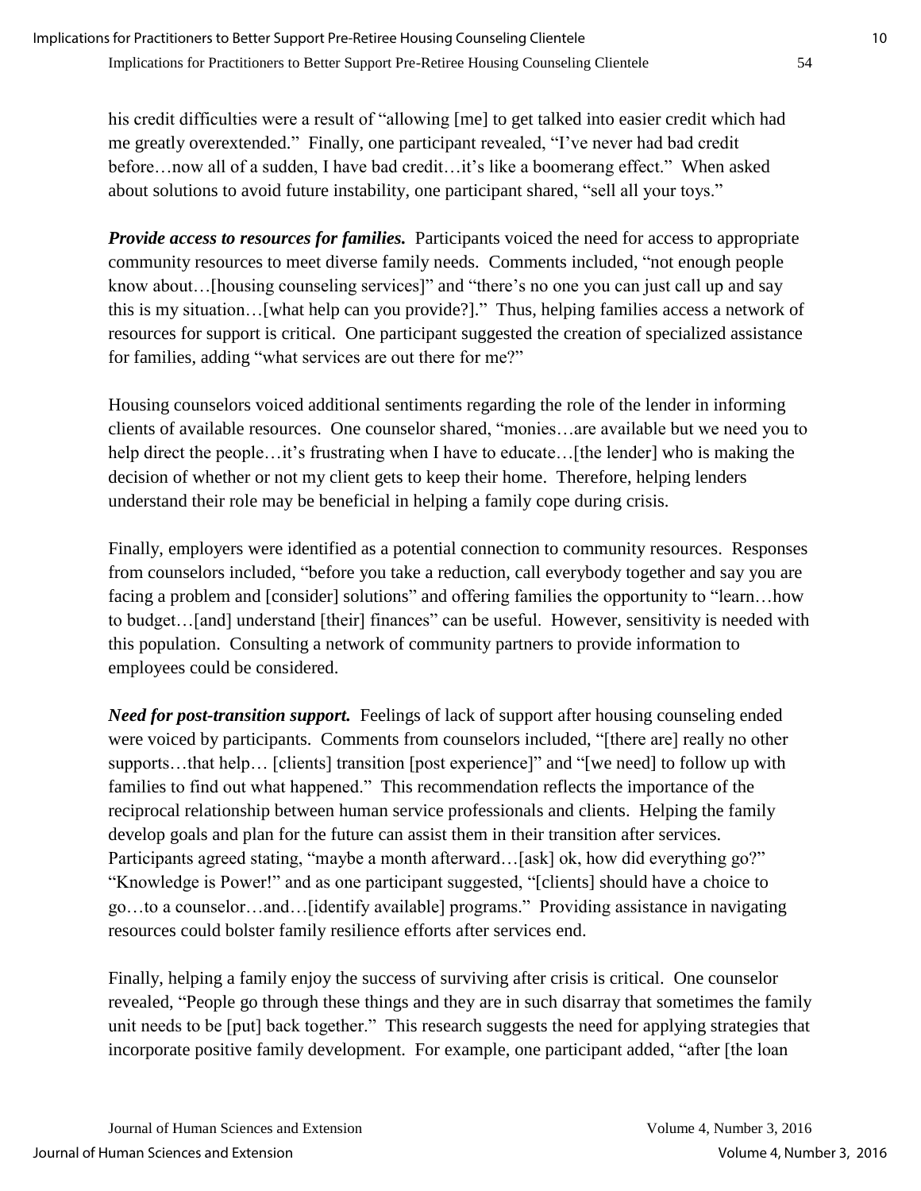his credit difficulties were a result of "allowing [me] to get talked into easier credit which had me greatly overextended." Finally, one participant revealed, "I've never had bad credit before…now all of a sudden, I have bad credit…it's like a boomerang effect." When asked about solutions to avoid future instability, one participant shared, "sell all your toys."

***Provide access to resources for families.*** Participants voiced the need for access to appropriate community resources to meet diverse family needs. Comments included, "not enough people know about…[housing counseling services]" and "there's no one you can just call up and say this is my situation…[what help can you provide?]." Thus, helping families access a network of resources for support is critical. One participant suggested the creation of specialized assistance for families, adding "what services are out there for me?"

Housing counselors voiced additional sentiments regarding the role of the lender in informing clients of available resources. One counselor shared, "monies…are available but we need you to help direct the people…it's frustrating when I have to educate…[the lender] who is making the decision of whether or not my client gets to keep their home. Therefore, helping lenders understand their role may be beneficial in helping a family cope during crisis.

Finally, employers were identified as a potential connection to community resources. Responses from counselors included, "before you take a reduction, call everybody together and say you are facing a problem and [consider] solutions" and offering families the opportunity to "learn…how to budget…[and] understand [their] finances" can be useful. However, sensitivity is needed with this population. Consulting a network of community partners to provide information to employees could be considered.

***Need for post-transition support.*** Feelings of lack of support after housing counseling ended were voiced by participants. Comments from counselors included, "[there are] really no other supports…that help… [clients] transition [post experience]" and "[we need] to follow up with families to find out what happened." This recommendation reflects the importance of the reciprocal relationship between human service professionals and clients. Helping the family develop goals and plan for the future can assist them in their transition after services. Participants agreed stating, "maybe a month afterward…[ask] ok, how did everything go?" "Knowledge is Power!" and as one participant suggested, "[clients] should have a choice to go…to a counselor…and…[identify available] programs." Providing assistance in navigating resources could bolster family resilience efforts after services end.

Finally, helping a family enjoy the success of surviving after crisis is critical. One counselor revealed, "People go through these things and they are in such disarray that sometimes the family unit needs to be [put] back together." This research suggests the need for applying strategies that incorporate positive family development. For example, one participant added, "after [the loan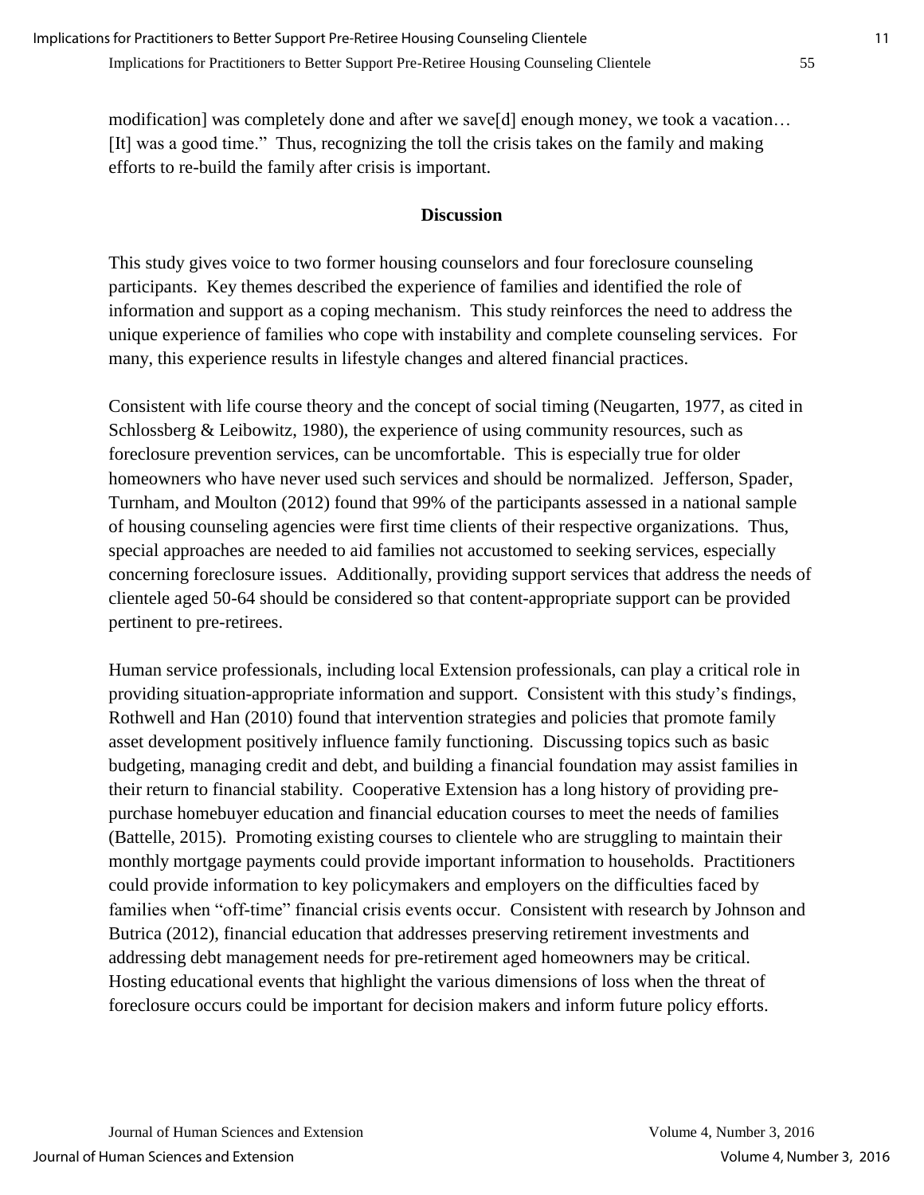modification] was completely done and after we save[d] enough money, we took a vacation… [It] was a good time." Thus, recognizing the toll the crisis takes on the family and making efforts to re-build the family after crisis is important.

## Discussion

This study gives voice to two former housing counselors and four foreclosure counseling participants. Key themes described the experience of families and identified the role of information and support as a coping mechanism. This study reinforces the need to address the unique experience of families who cope with instability and complete counseling services. For many, this experience results in lifestyle changes and altered financial practices.

Consistent with life course theory and the concept of social timing (Neugarten, 1977, as cited in Schlossberg & Leibowitz, 1980), the experience of using community resources, such as foreclosure prevention services, can be uncomfortable. This is especially true for older homeowners who have never used such services and should be normalized. Jefferson, Spader, Turnham, and Moulton (2012) found that 99% of the participants assessed in a national sample of housing counseling agencies were first time clients of their respective organizations. Thus, special approaches are needed to aid families not accustomed to seeking services, especially concerning foreclosure issues. Additionally, providing support services that address the needs of clientele aged 50-64 should be considered so that content-appropriate support can be provided pertinent to pre-retirees.

Human service professionals, including local Extension professionals, can play a critical role in providing situation-appropriate information and support. Consistent with this study's findings, Rothwell and Han (2010) found that intervention strategies and policies that promote family asset development positively influence family functioning. Discussing topics such as basic budgeting, managing credit and debt, and building a financial foundation may assist families in their return to financial stability. Cooperative Extension has a long history of providing pre-purchase homebuyer education and financial education courses to meet the needs of families (Battelle, 2015). Promoting existing courses to clientele who are struggling to maintain their monthly mortgage payments could provide important information to households. Practitioners could provide information to key policymakers and employers on the difficulties faced by families when "off-time" financial crisis events occur. Consistent with research by Johnson and Butrica (2012), financial education that addresses preserving retirement investments and addressing debt management needs for pre-retirement aged homeowners may be critical. Hosting educational events that highlight the various dimensions of loss when the threat of foreclosure occurs could be important for decision makers and inform future policy efforts.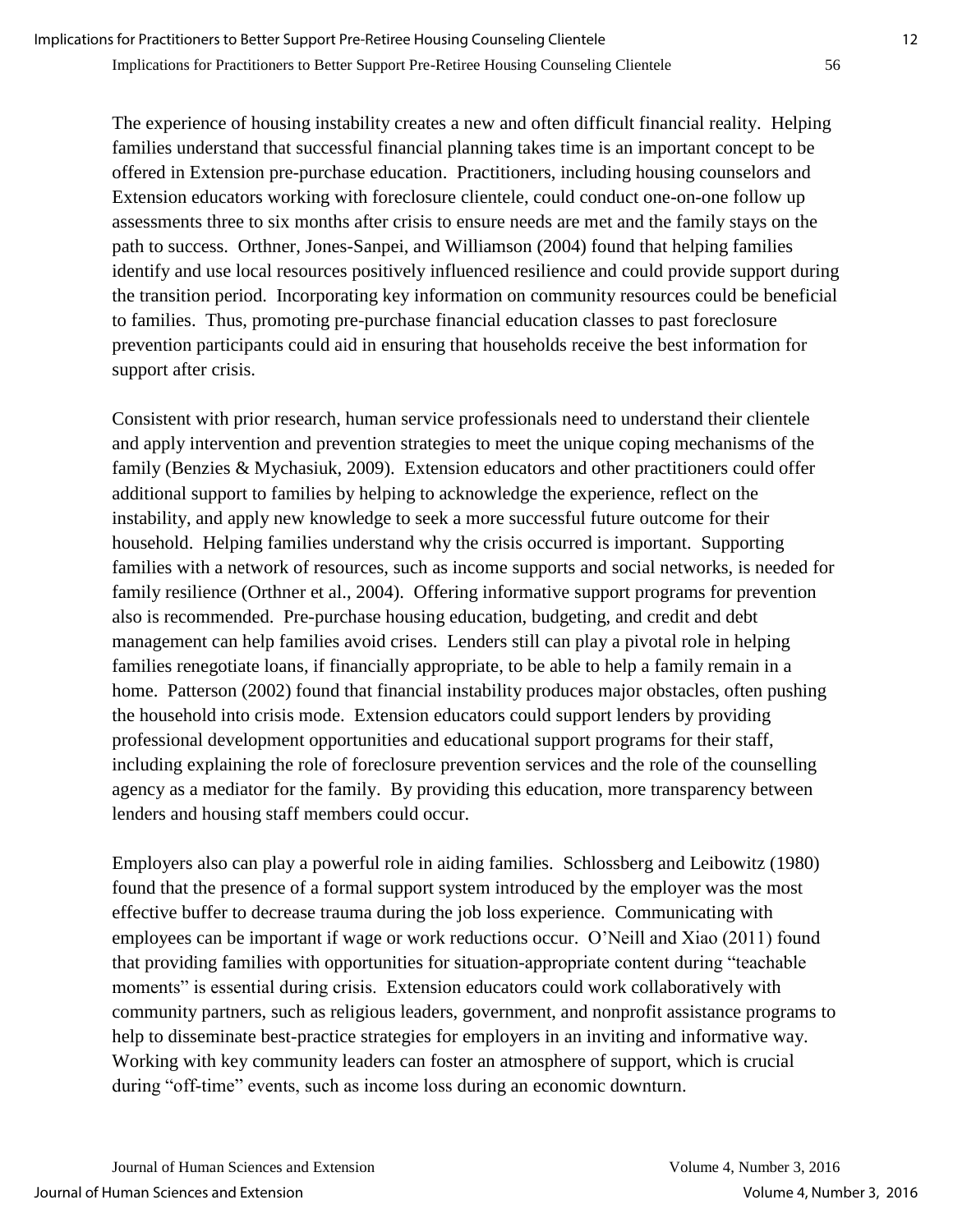The experience of housing instability creates a new and often difficult financial reality. Helping families understand that successful financial planning takes time is an important concept to be offered in Extension pre-purchase education. Practitioners, including housing counselors and Extension educators working with foreclosure clientele, could conduct one-on-one follow up assessments three to six months after crisis to ensure needs are met and the family stays on the path to success. Orthner, Jones-Sanpei, and Williamson (2004) found that helping families identify and use local resources positively influenced resilience and could provide support during the transition period. Incorporating key information on community resources could be beneficial to families. Thus, promoting pre-purchase financial education classes to past foreclosure prevention participants could aid in ensuring that households receive the best information for support after crisis.

Consistent with prior research, human service professionals need to understand their clientele and apply intervention and prevention strategies to meet the unique coping mechanisms of the family (Benzies & Mychasiuk, 2009). Extension educators and other practitioners could offer additional support to families by helping to acknowledge the experience, reflect on the instability, and apply new knowledge to seek a more successful future outcome for their household. Helping families understand why the crisis occurred is important. Supporting families with a network of resources, such as income supports and social networks, is needed for family resilience (Orthner et al., 2004). Offering informative support programs for prevention also is recommended. Pre-purchase housing education, budgeting, and credit and debt management can help families avoid crises. Lenders still can play a pivotal role in helping families renegotiate loans, if financially appropriate, to be able to help a family remain in a home. Patterson (2002) found that financial instability produces major obstacles, often pushing the household into crisis mode. Extension educators could support lenders by providing professional development opportunities and educational support programs for their staff, including explaining the role of foreclosure prevention services and the role of the counselling agency as a mediator for the family. By providing this education, more transparency between lenders and housing staff members could occur.

Employers also can play a powerful role in aiding families. Schlossberg and Leibowitz (1980) found that the presence of a formal support system introduced by the employer was the most effective buffer to decrease trauma during the job loss experience. Communicating with employees can be important if wage or work reductions occur. O'Neill and Xiao (2011) found that providing families with opportunities for situation-appropriate content during "teachable moments" is essential during crisis. Extension educators could work collaboratively with community partners, such as religious leaders, government, and nonprofit assistance programs to help to disseminate best-practice strategies for employers in an inviting and informative way. Working with key community leaders can foster an atmosphere of support, which is crucial during "off-time" events, such as income loss during an economic downturn.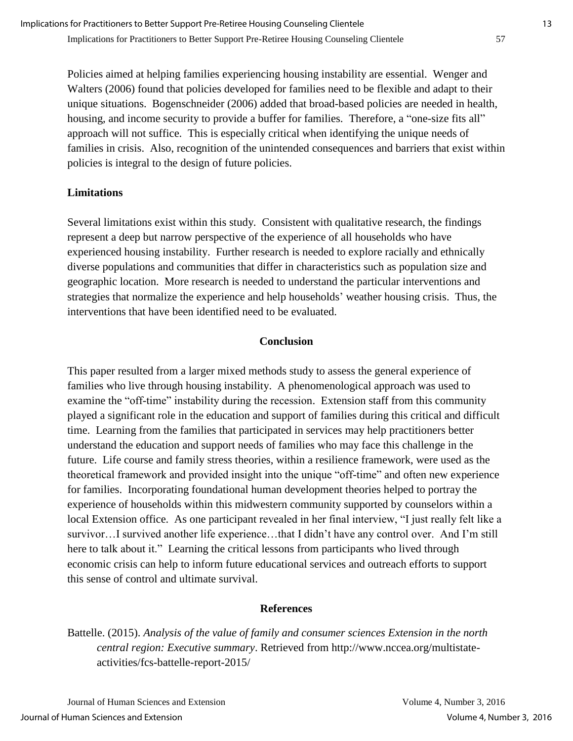Policies aimed at helping families experiencing housing instability are essential. Wenger and Walters (2006) found that policies developed for families need to be flexible and adapt to their unique situations. Bogenschneider (2006) added that broad-based policies are needed in health, housing, and income security to provide a buffer for families. Therefore, a "one-size fits all" approach will not suffice. This is especially critical when identifying the unique needs of families in crisis. Also, recognition of the unintended consequences and barriers that exist within policies is integral to the design of future policies.

### Limitations

Several limitations exist within this study. Consistent with qualitative research, the findings represent a deep but narrow perspective of the experience of all households who have experienced housing instability. Further research is needed to explore racially and ethnically diverse populations and communities that differ in characteristics such as population size and geographic location. More research is needed to understand the particular interventions and strategies that normalize the experience and help households' weather housing crisis. Thus, the interventions that have been identified need to be evaluated.

## Conclusion

This paper resulted from a larger mixed methods study to assess the general experience of families who live through housing instability. A phenomenological approach was used to examine the "off-time" instability during the recession. Extension staff from this community played a significant role in the education and support of families during this critical and difficult time. Learning from the families that participated in services may help practitioners better understand the education and support needs of families who may face this challenge in the future. Life course and family stress theories, within a resilience framework, were used as the theoretical framework and provided insight into the unique "off-time" and often new experience for families. Incorporating foundational human development theories helped to portray the experience of households within this midwestern community supported by counselors within a local Extension office. As one participant revealed in her final interview, "I just really felt like a survivor…I survived another life experience…that I didn't have any control over. And I'm still here to talk about it." Learning the critical lessons from participants who lived through economic crisis can help to inform future educational services and outreach efforts to support this sense of control and ultimate survival.

## References

Battelle. (2015). *Analysis of the value of family and consumer sciences Extension in the north central region: Executive summary*. Retrieved from http://www.nccea.org/multistate-activities/fcs-battelle-report-2015/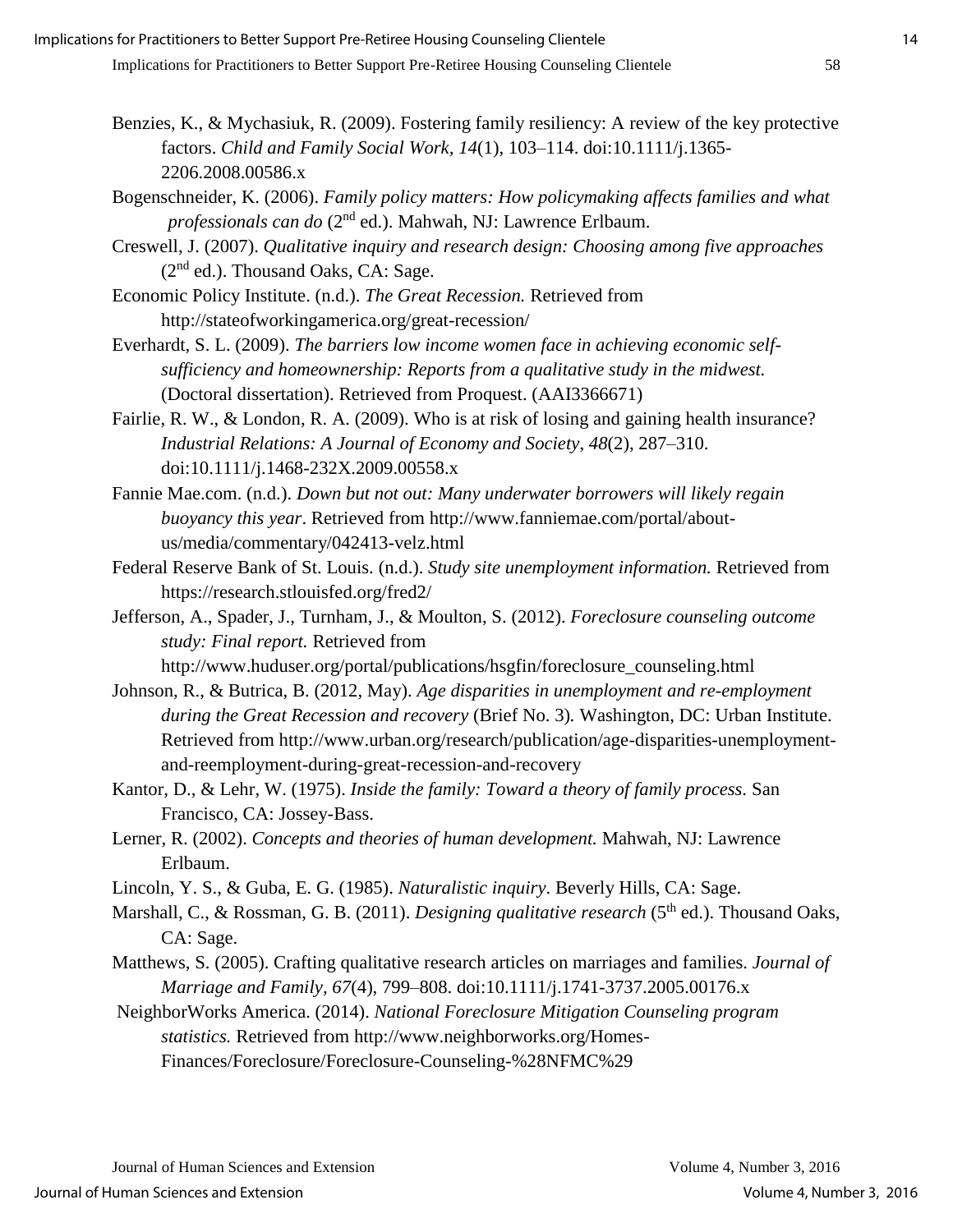Benzies, K., & Mychasiuk, R. (2009). Fostering family resiliency: A review of the key protective factors. *Child and Family Social Work, 14*(1), 103–114. doi:10.1111/j.1365-2206.2008.00586.x

Bogenschneider, K. (2006). *Family policy matters: How policymaking affects families and what professionals can do* (2nd ed.). Mahwah, NJ: Lawrence Erlbaum.

Creswell, J. (2007). *Qualitative inquiry and research design: Choosing among five approaches* (2nd ed.). Thousand Oaks, CA: Sage.

Economic Policy Institute. (n.d.). *The Great Recession.* Retrieved from http://stateofworkingamerica.org/great-recession/

Everhardt, S. L. (2009). *The barriers low income women face in achieving economic self-sufficiency and homeownership: Reports from a qualitative study in the midwest.* (Doctoral dissertation). Retrieved from Proquest. (AAI3366671)

Fairlie, R. W., & London, R. A. (2009). Who is at risk of losing and gaining health insurance? *Industrial Relations: A Journal of Economy and Society*, *48*(2), 287–310. doi:10.1111/j.1468-232X.2009.00558.x

Fannie Mae.com. (n.d.). *Down but not out: Many underwater borrowers will likely regain buoyancy this year*. Retrieved from http://www.fanniemae.com/portal/about-us/media/commentary/042413-velz.html

Federal Reserve Bank of St. Louis. (n.d.). *Study site unemployment information.* Retrieved from https://research.stlouisfed.org/fred2/

Jefferson, A., Spader, J., Turnham, J., & Moulton, S. (2012). *Foreclosure counseling outcome study: Final report.* Retrieved from http://www.huduser.org/portal/publications/hsgfin/foreclosure_counseling.html

Johnson, R., & Butrica, B. (2012, May). *Age disparities in unemployment and re-employment during the Great Recession and recovery* (Brief No. 3)*.* Washington, DC: Urban Institute. Retrieved from http://www.urban.org/research/publication/age-disparities-unemployment-and-reemployment-during-great-recession-and-recovery

Kantor, D., & Lehr, W. (1975). *Inside the family: Toward a theory of family process.* San Francisco, CA: Jossey-Bass.

Lerner, R. (2002). *Concepts and theories of human development.* Mahwah, NJ: Lawrence Erlbaum.

Lincoln, Y. S., & Guba, E. G. (1985). *Naturalistic inquiry*. Beverly Hills, CA: Sage.

Marshall, C., & Rossman, G. B. (2011). *Designing qualitative research* (5th ed.). Thousand Oaks, CA: Sage.

Matthews, S. (2005). Crafting qualitative research articles on marriages and families. *Journal of Marriage and Family*, *67*(4), 799–808. doi:10.1111/j.1741-3737.2005.00176.x

NeighborWorks America. (2014). *National Foreclosure Mitigation Counseling program statistics.* Retrieved from http://www.neighborworks.org/Homes-Finances/Foreclosure/Foreclosure-Counseling-%28NFMC%29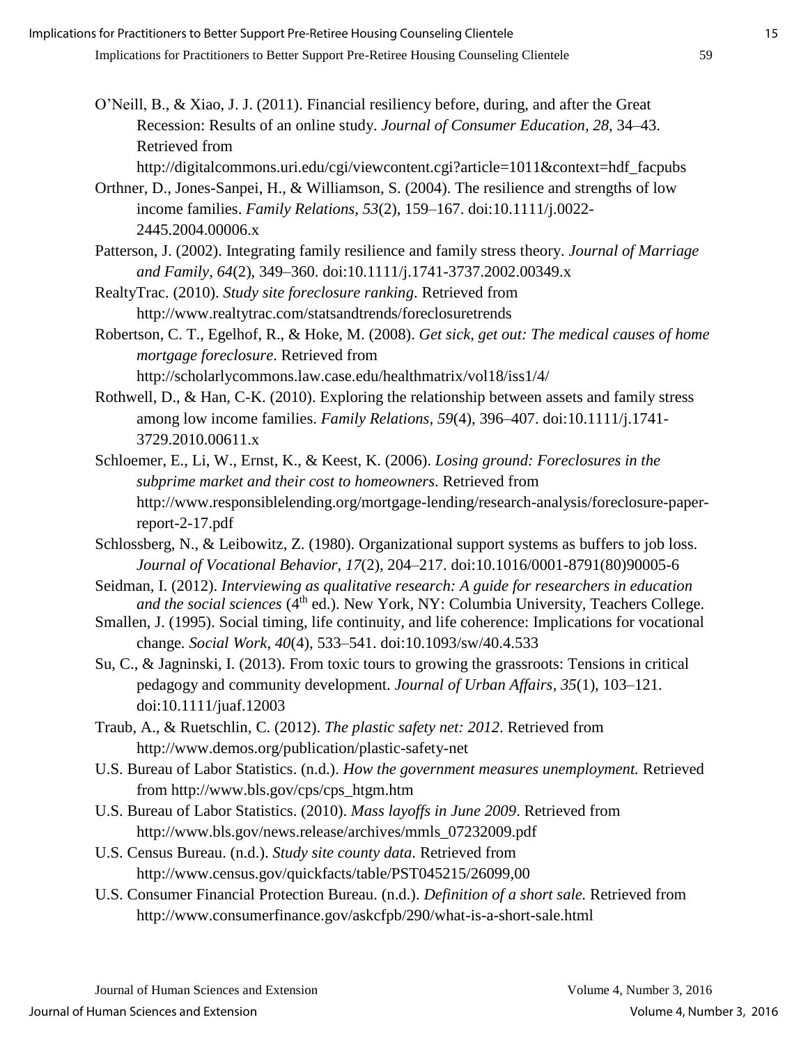O'Neill, B., & Xiao, J. J. (2011). Financial resiliency before, during, and after the Great Recession: Results of an online study. *Journal of Consumer Education, 28,* 34–43. Retrieved from http://digitalcommons.uri.edu/cgi/viewcontent.cgi?article=1011&context=hdf_facpubs

Orthner, D., Jones-Sanpei, H., & Williamson, S. (2004). The resilience and strengths of low income families. *Family Relations, 53*(2), 159–167. doi:10.1111/j.0022-2445.2004.00006.x

Patterson, J. (2002). Integrating family resilience and family stress theory. *Journal of Marriage and Family, 64*(2), 349–360. doi:10.1111/j.1741-3737.2002.00349.x

RealtyTrac. (2010). *Study site foreclosure ranking*. Retrieved from http://www.realtytrac.com/statsandtrends/foreclosuretrends

Robertson, C. T., Egelhof, R., & Hoke, M. (2008). *Get sick, get out: The medical causes of home mortgage foreclosure*. Retrieved from http://scholarlycommons.law.case.edu/healthmatrix/vol18/iss1/4/

Rothwell, D., & Han, C-K. (2010). Exploring the relationship between assets and family stress among low income families. *Family Relations, 59*(4), 396–407. doi:10.1111/j.1741-3729.2010.00611.x

Schloemer, E., Li, W., Ernst, K., & Keest, K. (2006). *Losing ground: Foreclosures in the subprime market and their cost to homeowners*. Retrieved from http://www.responsiblelending.org/mortgage-lending/research-analysis/foreclosure-paper-report-2-17.pdf

Schlossberg, N., & Leibowitz, Z. (1980). Organizational support systems as buffers to job loss. *Journal of Vocational Behavior, 17*(2), 204–217. doi:10.1016/0001-8791(80)90005-6

Seidman, I. (2012). *Interviewing as qualitative research: A guide for researchers in education and the social sciences* (4th ed.). New York, NY: Columbia University, Teachers College.

Smallen, J. (1995). Social timing, life continuity, and life coherence: Implications for vocational change. *Social Work, 40*(4), 533–541. doi:10.1093/sw/40.4.533

Su, C., & Jagninski, I. (2013). From toxic tours to growing the grassroots: Tensions in critical pedagogy and community development. *Journal of Urban Affairs, 35*(1), 103–121. doi:10.1111/juaf.12003

Traub, A., & Ruetschlin, C. (2012). *The plastic safety net: 2012*. Retrieved from http://www.demos.org/publication/plastic-safety-net

U.S. Bureau of Labor Statistics. (n.d.). *How the government measures unemployment.* Retrieved from http://www.bls.gov/cps/cps_htgm.htm

U.S. Bureau of Labor Statistics. (2010). *Mass layoffs in June 2009*. Retrieved from http://www.bls.gov/news.release/archives/mmls_07232009.pdf

U.S. Census Bureau. (n.d.). *Study site county data*. Retrieved from http://www.census.gov/quickfacts/table/PST045215/26099,00

U.S. Consumer Financial Protection Bureau. (n.d.). *Definition of a short sale.* Retrieved from http://www.consumerfinance.gov/askcfpb/290/what-is-a-short-sale.html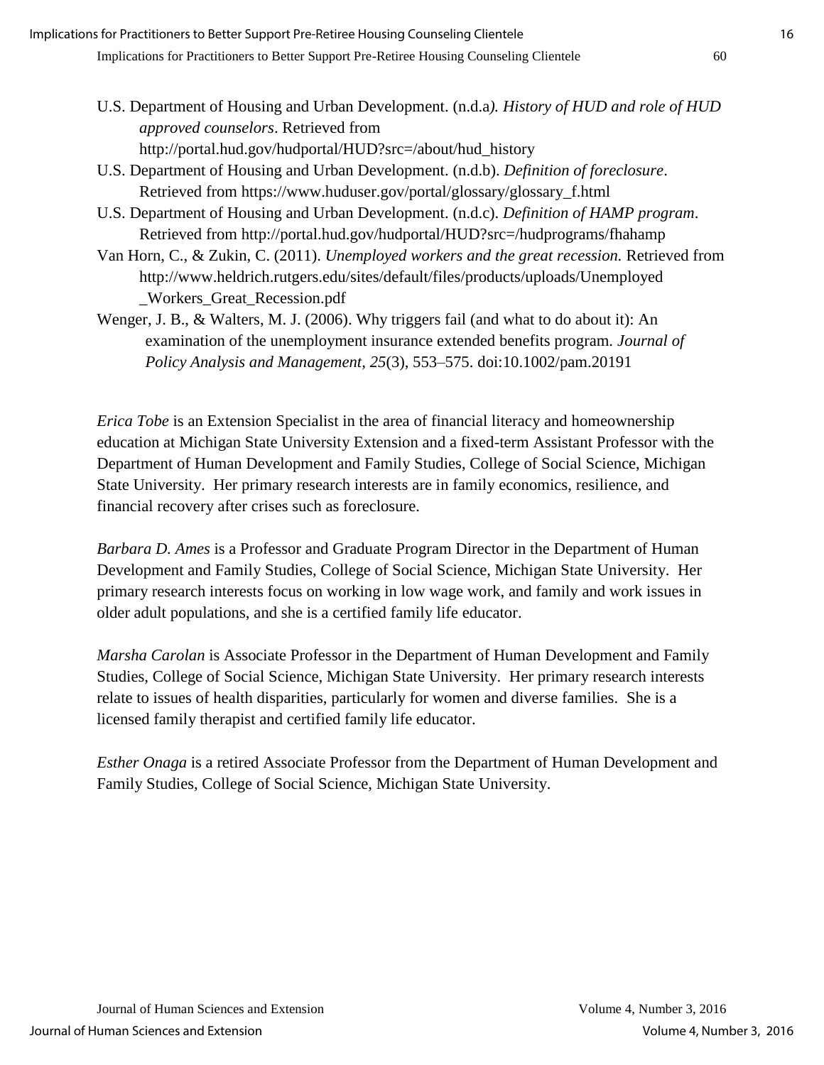U.S. Department of Housing and Urban Development. (n.d.a*). History of HUD and role of HUD approved counselors*. Retrieved from http://portal.hud.gov/hudportal/HUD?src=/about/hud_history

U.S. Department of Housing and Urban Development. (n.d.b). *Definition of foreclosure*. Retrieved from https://www.huduser.gov/portal/glossary/glossary_f.html

U.S. Department of Housing and Urban Development. (n.d.c). *Definition of HAMP program*. Retrieved from http://portal.hud.gov/hudportal/HUD?src=/hudprograms/fhahamp

Van Horn, C., & Zukin, C. (2011). *Unemployed workers and the great recession.* Retrieved from http://www.heldrich.rutgers.edu/sites/default/files/products/uploads/Unemployed_Workers_Great_Recession.pdf

Wenger, J. B., & Walters, M. J. (2006). Why triggers fail (and what to do about it): An examination of the unemployment insurance extended benefits program. *Journal of Policy Analysis and Management, 25*(3), 553–575. doi:10.1002/pam.20191

*Erica Tobe* is an Extension Specialist in the area of financial literacy and homeownership education at Michigan State University Extension and a fixed-term Assistant Professor with the Department of Human Development and Family Studies, College of Social Science, Michigan State University. Her primary research interests are in family economics, resilience, and financial recovery after crises such as foreclosure.

*Barbara D. Ames* is a Professor and Graduate Program Director in the Department of Human Development and Family Studies, College of Social Science, Michigan State University. Her primary research interests focus on working in low wage work, and family and work issues in older adult populations, and she is a certified family life educator.

*Marsha Carolan* is Associate Professor in the Department of Human Development and Family Studies, College of Social Science, Michigan State University. Her primary research interests relate to issues of health disparities, particularly for women and diverse families. She is a licensed family therapist and certified family life educator.

*Esther Onaga* is a retired Associate Professor from the Department of Human Development and Family Studies, College of Social Science, Michigan State University.